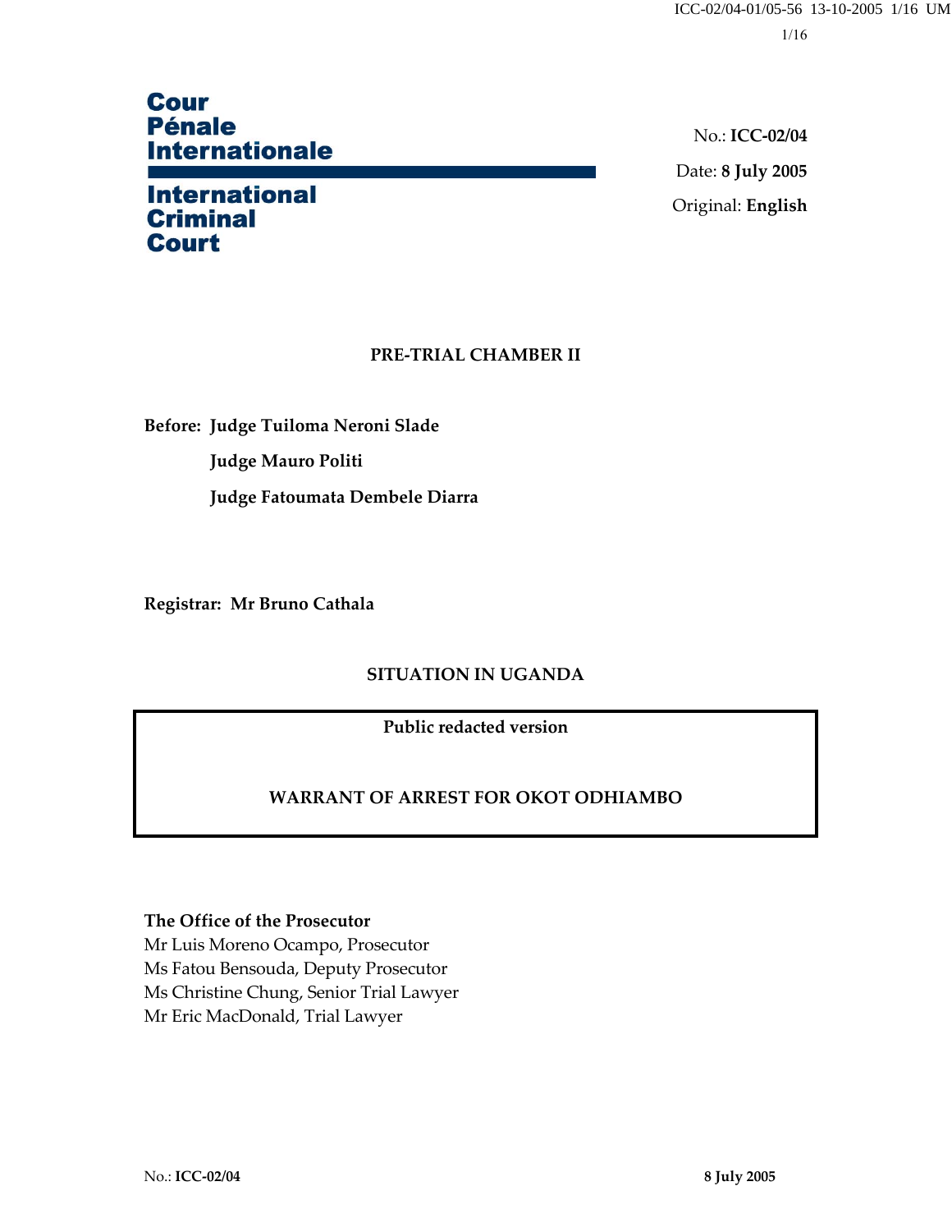**Cour Pénale Internationale**

**International Criminal Court**

No.: **ICC-02/04**

Date: **8 July 2005**

Original: **English**

**PRE-TRIAL CHAMBER II**

**Before: Judge Tuiloma Neroni Slade**

**Judge Mauro Politi**

**Judge Fatoumata Dembele Diarra**

**Registrar: Mr Bruno Cathala**

**SITUATION IN UGANDA**

**Public redacted version**

**WARRANT OF ARREST FOR OKOT ODHIAMBO**

**The Office of the Prosecutor**

Mr Luis Moreno Ocampo, Prosecutor

Ms Fatou Bensouda, Deputy Prosecutor

Ms Christine Chung, Senior Trial Lawyer

Mr Eric MacDonald, Trial Lawyer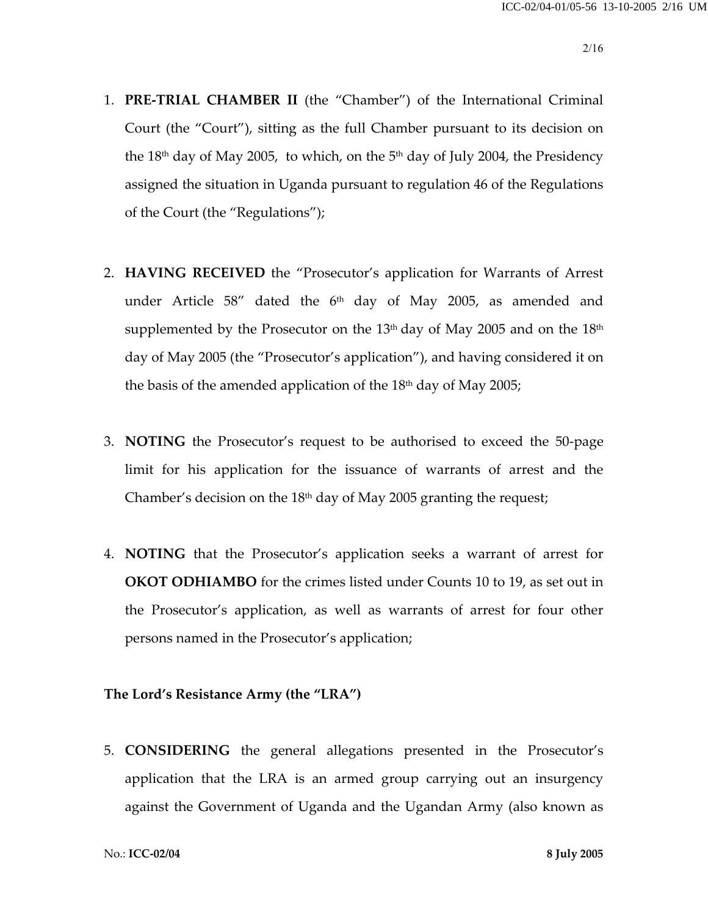1. **PRE-TRIAL CHAMBER II** (the "Chamber") of the International Criminal Court (the "Court"), sitting as the full Chamber pursuant to its decision on the 18th day of May 2005, to which, on the 5th day of July 2004, the Presidency assigned the situation in Uganda pursuant to regulation 46 of the Regulations of the Court (the "Regulations");

2. **HAVING RECEIVED** the "Prosecutor's application for Warrants of Arrest under Article 58" dated the 6th day of May 2005, as amended and supplemented by the Prosecutor on the 13th day of May 2005 and on the 18th day of May 2005 (the "Prosecutor's application"), and having considered it on the basis of the amended application of the 18th day of May 2005;

3. **NOTING** the Prosecutor's request to be authorised to exceed the 50-page limit for his application for the issuance of warrants of arrest and the Chamber's decision on the 18th day of May 2005 granting the request;

4. **NOTING** that the Prosecutor's application seeks a warrant of arrest for **OKOT ODHIAMBO** for the crimes listed under Counts 10 to 19, as set out in the Prosecutor's application, as well as warrants of arrest for four other persons named in the Prosecutor's application;

**The Lord's Resistance Army (the "LRA")**

5. **CONSIDERING** the general allegations presented in the Prosecutor's application that the LRA is an armed group carrying out an insurgency against the Government of Uganda and the Ugandan Army (also known as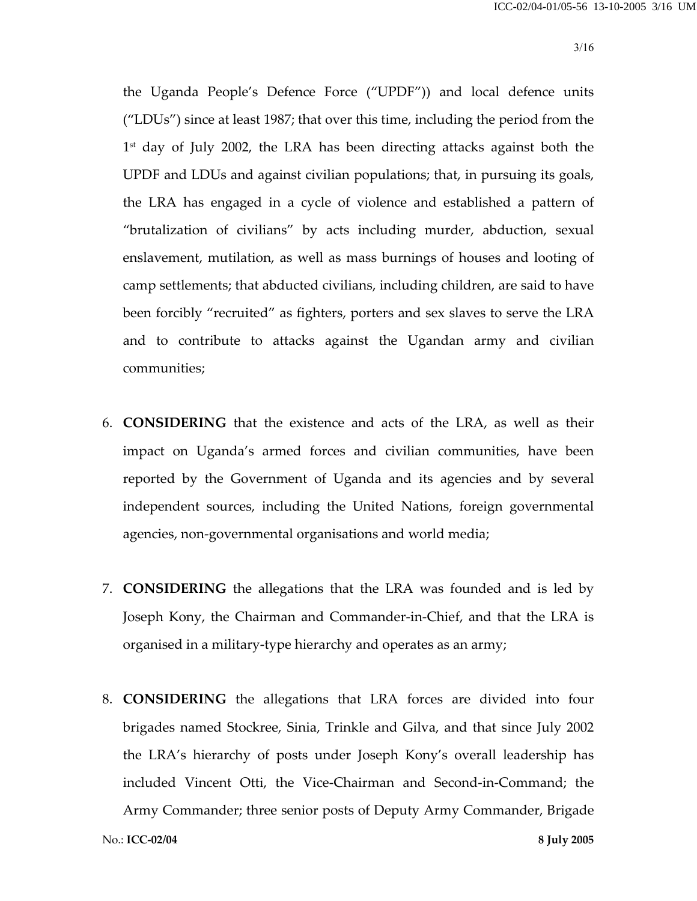the Uganda People's Defence Force ("UPDF")) and local defence units ("LDUs") since at least 1987; that over this time, including the period from the 1st day of July 2002, the LRA has been directing attacks against both the UPDF and LDUs and against civilian populations; that, in pursuing its goals, the LRA has engaged in a cycle of violence and established a pattern of "brutalization of civilians" by acts including murder, abduction, sexual enslavement, mutilation, as well as mass burnings of houses and looting of camp settlements; that abducted civilians, including children, are said to have been forcibly "recruited" as fighters, porters and sex slaves to serve the LRA and to contribute to attacks against the Ugandan army and civilian communities;

6. **CONSIDERING** that the existence and acts of the LRA, as well as their impact on Uganda's armed forces and civilian communities, have been reported by the Government of Uganda and its agencies and by several independent sources, including the United Nations, foreign governmental agencies, non-governmental organisations and world media;

7. **CONSIDERING** the allegations that the LRA was founded and is led by Joseph Kony, the Chairman and Commander-in-Chief, and that the LRA is organised in a military-type hierarchy and operates as an army;

8. **CONSIDERING** the allegations that LRA forces are divided into four brigades named Stockree, Sinia, Trinkle and Gilva, and that since July 2002 the LRA's hierarchy of posts under Joseph Kony's overall leadership has included Vincent Otti, the Vice-Chairman and Second-in-Command; the Army Commander; three senior posts of Deputy Army Commander, Brigade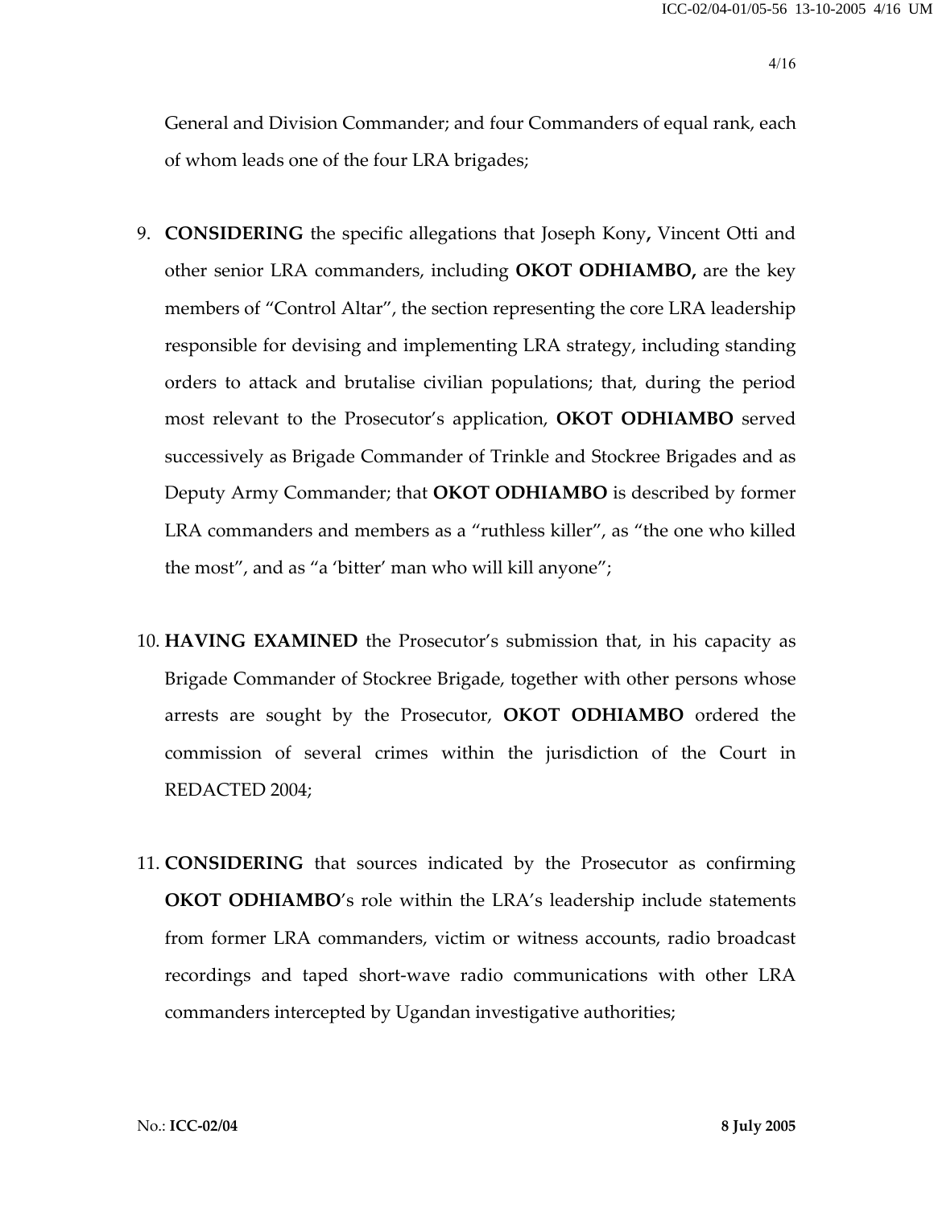General and Division Commander; and four Commanders of equal rank, each of whom leads one of the four LRA brigades;

9. **CONSIDERING** the specific allegations that Joseph Kony**,** Vincent Otti and other senior LRA commanders, including **OKOT ODHIAMBO,** are the key members of "Control Altar", the section representing the core LRA leadership responsible for devising and implementing LRA strategy, including standing orders to attack and brutalise civilian populations; that, during the period most relevant to the Prosecutor's application, **OKOT ODHIAMBO** served successively as Brigade Commander of Trinkle and Stockree Brigades and as Deputy Army Commander; that **OKOT ODHIAMBO** is described by former LRA commanders and members as a "ruthless killer", as "the one who killed the most", and as "a 'bitter' man who will kill anyone";

10. **HAVING EXAMINED** the Prosecutor's submission that, in his capacity as Brigade Commander of Stockree Brigade, together with other persons whose arrests are sought by the Prosecutor, **OKOT ODHIAMBO** ordered the commission of several crimes within the jurisdiction of the Court in REDACTED 2004;

11. **CONSIDERING** that sources indicated by the Prosecutor as confirming **OKOT ODHIAMBO**'s role within the LRA's leadership include statements from former LRA commanders, victim or witness accounts, radio broadcast recordings and taped short-wave radio communications with other LRA commanders intercepted by Ugandan investigative authorities;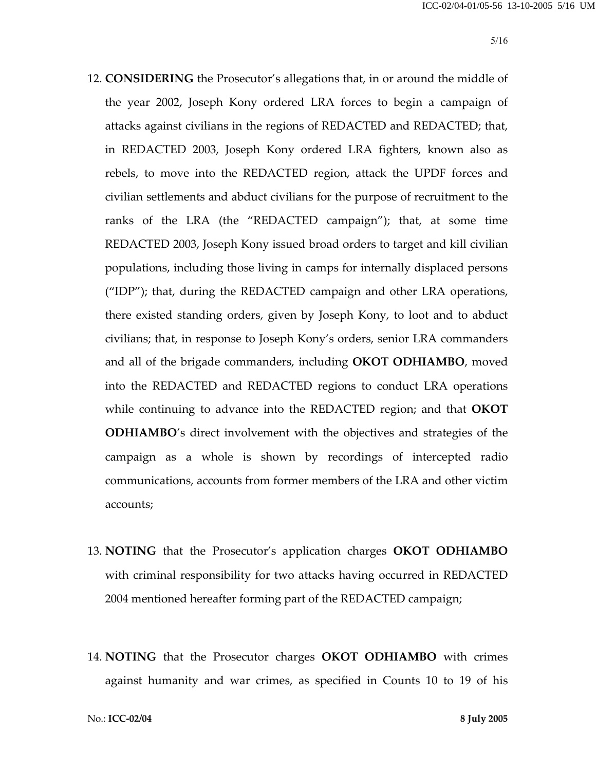12. **CONSIDERING** the Prosecutor's allegations that, in or around the middle of the year 2002, Joseph Kony ordered LRA forces to begin a campaign of attacks against civilians in the regions of REDACTED and REDACTED; that, in REDACTED 2003, Joseph Kony ordered LRA fighters, known also as rebels, to move into the REDACTED region, attack the UPDF forces and civilian settlements and abduct civilians for the purpose of recruitment to the ranks of the LRA (the "REDACTED campaign"); that, at some time REDACTED 2003, Joseph Kony issued broad orders to target and kill civilian populations, including those living in camps for internally displaced persons ("IDP"); that, during the REDACTED campaign and other LRA operations, there existed standing orders, given by Joseph Kony, to loot and to abduct civilians; that, in response to Joseph Kony's orders, senior LRA commanders and all of the brigade commanders, including **OKOT ODHIAMBO**, moved into the REDACTED and REDACTED regions to conduct LRA operations while continuing to advance into the REDACTED region; and that **OKOT ODHIAMBO**'s direct involvement with the objectives and strategies of the campaign as a whole is shown by recordings of intercepted radio communications, accounts from former members of the LRA and other victim accounts;

13. **NOTING** that the Prosecutor's application charges **OKOT ODHIAMBO** with criminal responsibility for two attacks having occurred in REDACTED 2004 mentioned hereafter forming part of the REDACTED campaign;

14. **NOTING** that the Prosecutor charges **OKOT ODHIAMBO** with crimes against humanity and war crimes, as specified in Counts 10 to 19 of his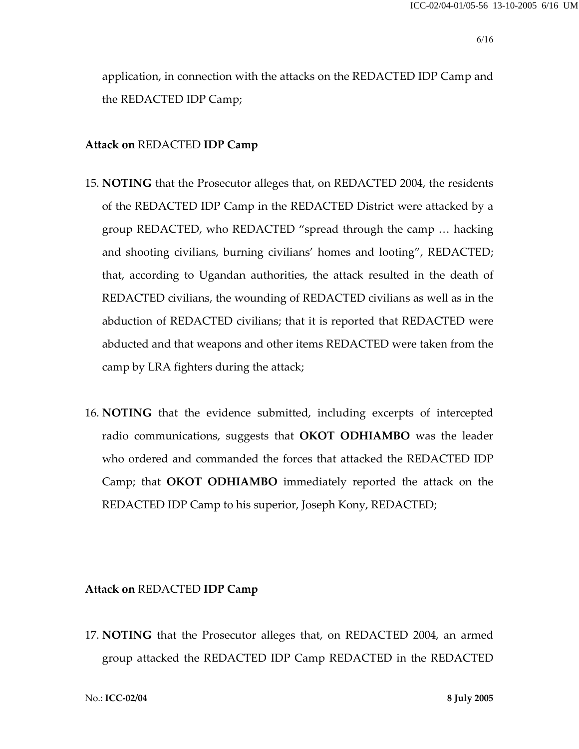application, in connection with the attacks on the REDACTED IDP Camp and the REDACTED IDP Camp;

**Attack on** REDACTED **IDP Camp**

15. **NOTING** that the Prosecutor alleges that, on REDACTED 2004, the residents of the REDACTED IDP Camp in the REDACTED District were attacked by a group REDACTED, who REDACTED "spread through the camp … hacking and shooting civilians, burning civilians' homes and looting", REDACTED; that, according to Ugandan authorities, the attack resulted in the death of REDACTED civilians, the wounding of REDACTED civilians as well as in the abduction of REDACTED civilians; that it is reported that REDACTED were abducted and that weapons and other items REDACTED were taken from the camp by LRA fighters during the attack;

16. **NOTING** that the evidence submitted, including excerpts of intercepted radio communications, suggests that **OKOT ODHIAMBO** was the leader who ordered and commanded the forces that attacked the REDACTED IDP Camp; that **OKOT ODHIAMBO** immediately reported the attack on the REDACTED IDP Camp to his superior, Joseph Kony, REDACTED;

**Attack on** REDACTED **IDP Camp**

17. **NOTING** that the Prosecutor alleges that, on REDACTED 2004, an armed group attacked the REDACTED IDP Camp REDACTED in the REDACTED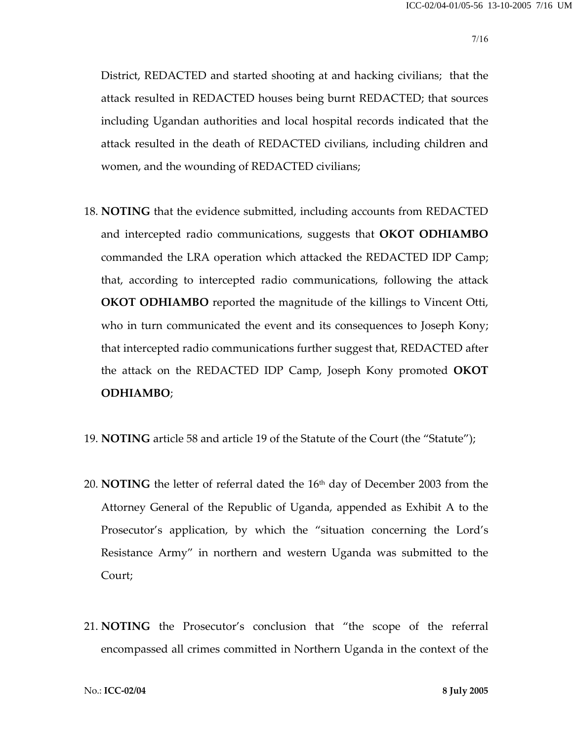District, REDACTED and started shooting at and hacking civilians; that the attack resulted in REDACTED houses being burnt REDACTED; that sources including Ugandan authorities and local hospital records indicated that the attack resulted in the death of REDACTED civilians, including children and women, and the wounding of REDACTED civilians;

18. **NOTING** that the evidence submitted, including accounts from REDACTED and intercepted radio communications, suggests that **OKOT ODHIAMBO** commanded the LRA operation which attacked the REDACTED IDP Camp; that, according to intercepted radio communications, following the attack **OKOT ODHIAMBO** reported the magnitude of the killings to Vincent Otti, who in turn communicated the event and its consequences to Joseph Kony; that intercepted radio communications further suggest that, REDACTED after the attack on the REDACTED IDP Camp, Joseph Kony promoted **OKOT ODHIAMBO**;

19. **NOTING** article 58 and article 19 of the Statute of the Court (the "Statute");

20. **NOTING** the letter of referral dated the 16th day of December 2003 from the Attorney General of the Republic of Uganda, appended as Exhibit A to the Prosecutor's application, by which the "situation concerning the Lord's Resistance Army" in northern and western Uganda was submitted to the Court;

21. **NOTING** the Prosecutor's conclusion that "the scope of the referral encompassed all crimes committed in Northern Uganda in the context of the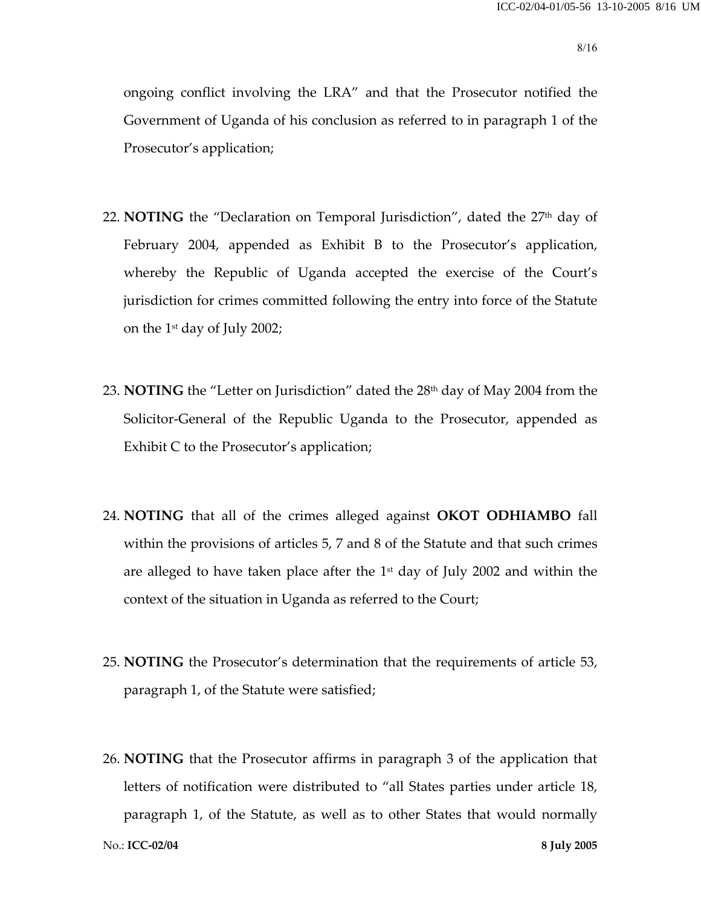ongoing conflict involving the LRA" and that the Prosecutor notified the Government of Uganda of his conclusion as referred to in paragraph 1 of the Prosecutor's application;

22. **NOTING** the "Declaration on Temporal Jurisdiction", dated the 27th day of February 2004, appended as Exhibit B to the Prosecutor's application, whereby the Republic of Uganda accepted the exercise of the Court's jurisdiction for crimes committed following the entry into force of the Statute on the 1st day of July 2002;

23. **NOTING** the "Letter on Jurisdiction" dated the 28th day of May 2004 from the Solicitor-General of the Republic Uganda to the Prosecutor, appended as Exhibit C to the Prosecutor's application;

24. **NOTING** that all of the crimes alleged against **OKOT ODHIAMBO** fall within the provisions of articles 5, 7 and 8 of the Statute and that such crimes are alleged to have taken place after the 1st day of July 2002 and within the context of the situation in Uganda as referred to the Court;

25. **NOTING** the Prosecutor's determination that the requirements of article 53, paragraph 1, of the Statute were satisfied;

26. **NOTING** that the Prosecutor affirms in paragraph 3 of the application that letters of notification were distributed to "all States parties under article 18, paragraph 1, of the Statute, as well as to other States that would normally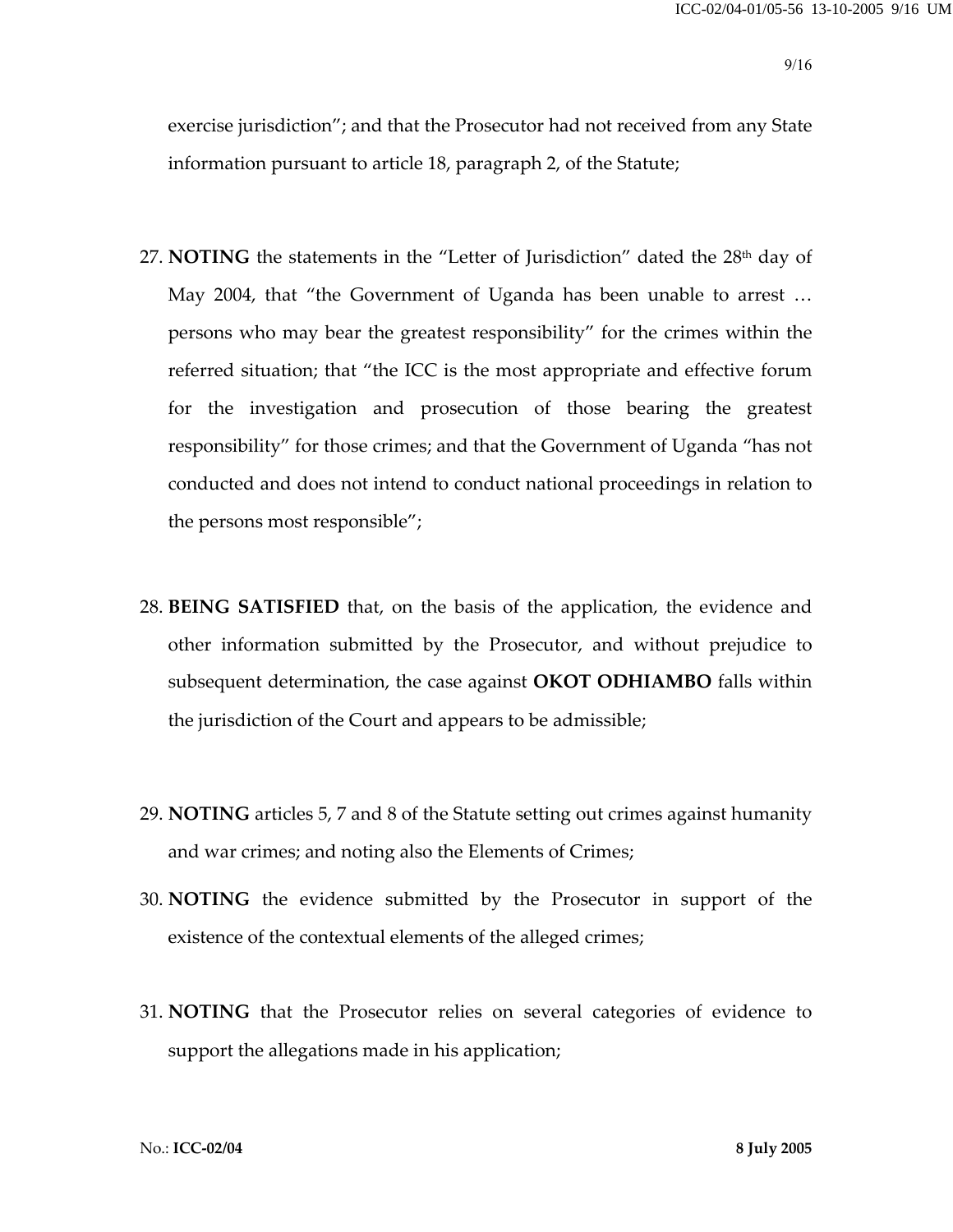exercise jurisdiction"; and that the Prosecutor had not received from any State information pursuant to article 18, paragraph 2, of the Statute;

27. **NOTING** the statements in the "Letter of Jurisdiction" dated the 28th day of May 2004, that "the Government of Uganda has been unable to arrest … persons who may bear the greatest responsibility" for the crimes within the referred situation; that "the ICC is the most appropriate and effective forum for the investigation and prosecution of those bearing the greatest responsibility" for those crimes; and that the Government of Uganda "has not conducted and does not intend to conduct national proceedings in relation to the persons most responsible";

28. **BEING SATISFIED** that, on the basis of the application, the evidence and other information submitted by the Prosecutor, and without prejudice to subsequent determination, the case against **OKOT ODHIAMBO** falls within the jurisdiction of the Court and appears to be admissible;

29. **NOTING** articles 5, 7 and 8 of the Statute setting out crimes against humanity and war crimes; and noting also the Elements of Crimes;

30. **NOTING** the evidence submitted by the Prosecutor in support of the existence of the contextual elements of the alleged crimes;

31. **NOTING** that the Prosecutor relies on several categories of evidence to support the allegations made in his application;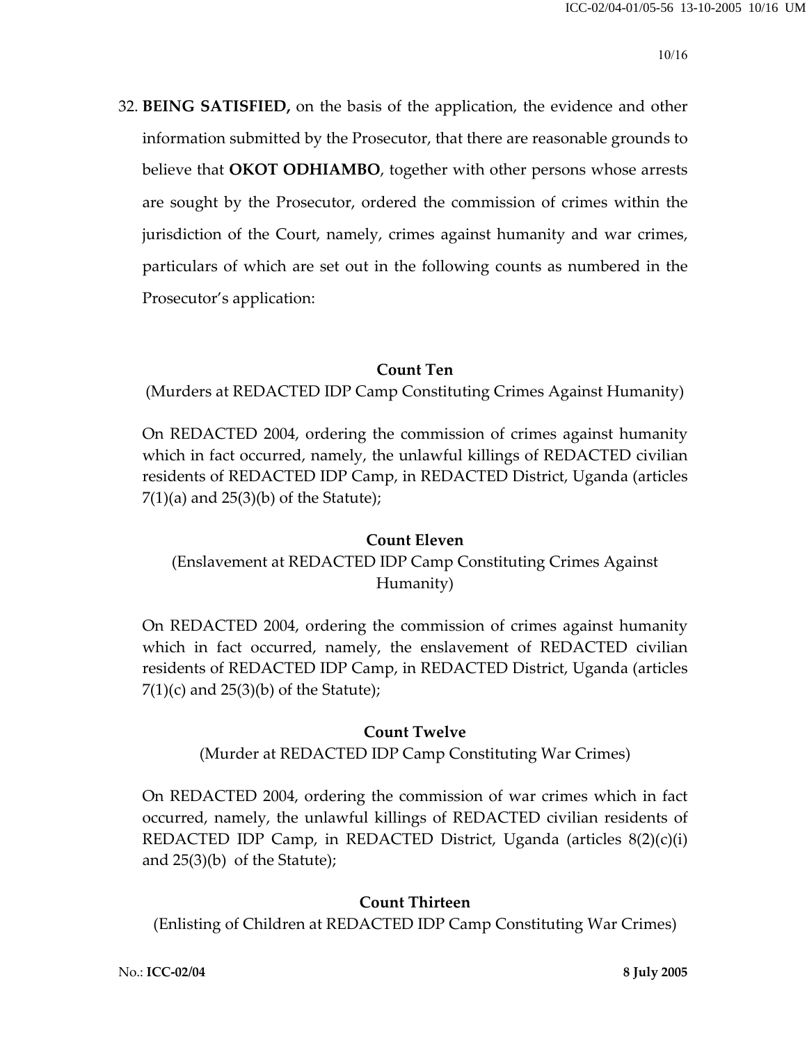32. **BEING SATISFIED,** on the basis of the application, the evidence and other information submitted by the Prosecutor, that there are reasonable grounds to believe that **OKOT ODHIAMBO**, together with other persons whose arrests are sought by the Prosecutor, ordered the commission of crimes within the jurisdiction of the Court, namely, crimes against humanity and war crimes, particulars of which are set out in the following counts as numbered in the Prosecutor's application:

**Count Ten**

(Murders at REDACTED IDP Camp Constituting Crimes Against Humanity)

On REDACTED 2004, ordering the commission of crimes against humanity which in fact occurred, namely, the unlawful killings of REDACTED civilian residents of REDACTED IDP Camp, in REDACTED District, Uganda (articles 7(1)(a) and 25(3)(b) of the Statute);

**Count Eleven**

(Enslavement at REDACTED IDP Camp Constituting Crimes Against Humanity)

On REDACTED 2004, ordering the commission of crimes against humanity which in fact occurred, namely, the enslavement of REDACTED civilian residents of REDACTED IDP Camp, in REDACTED District, Uganda (articles 7(1)(c) and 25(3)(b) of the Statute);

**Count Twelve**

(Murder at REDACTED IDP Camp Constituting War Crimes)

On REDACTED 2004, ordering the commission of war crimes which in fact occurred, namely, the unlawful killings of REDACTED civilian residents of REDACTED IDP Camp, in REDACTED District, Uganda (articles 8(2)(c)(i) and 25(3)(b) of the Statute);

**Count Thirteen**

(Enlisting of Children at REDACTED IDP Camp Constituting War Crimes)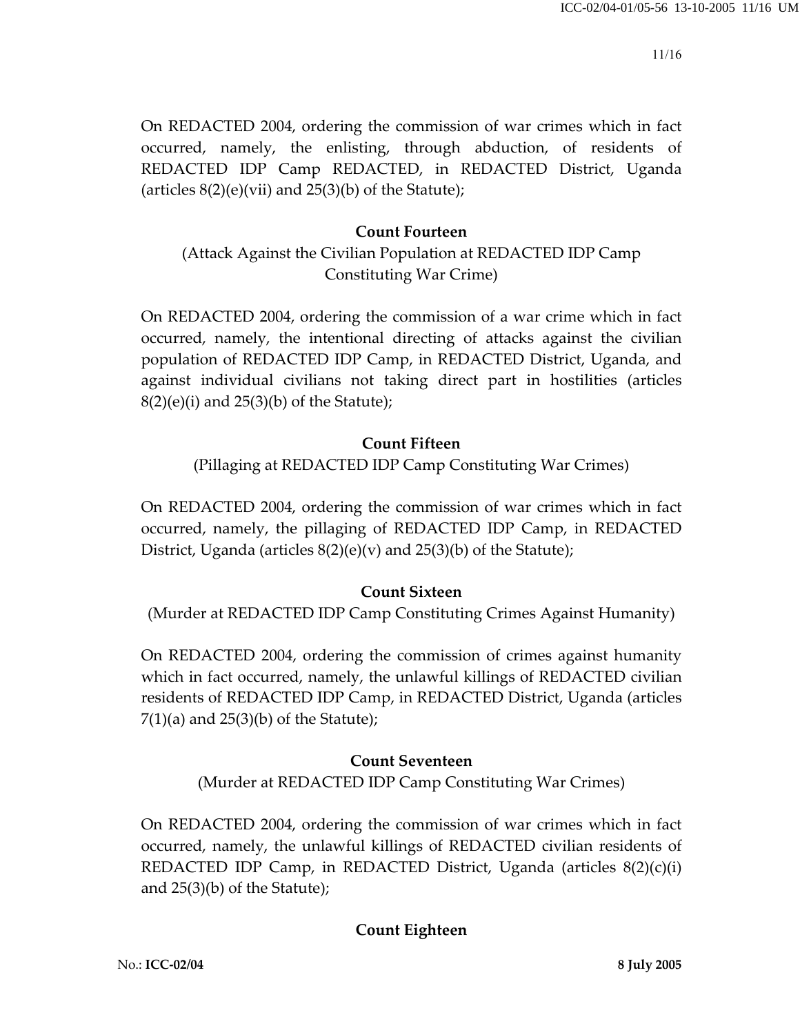On REDACTED 2004, ordering the commission of war crimes which in fact occurred, namely, the enlisting, through abduction, of residents of REDACTED IDP Camp REDACTED, in REDACTED District, Uganda (articles 8(2)(e)(vii) and 25(3)(b) of the Statute);

**Count Fourteen**

(Attack Against the Civilian Population at REDACTED IDP Camp Constituting War Crime)

On REDACTED 2004, ordering the commission of a war crime which in fact occurred, namely, the intentional directing of attacks against the civilian population of REDACTED IDP Camp, in REDACTED District, Uganda, and against individual civilians not taking direct part in hostilities (articles 8(2)(e)(i) and 25(3)(b) of the Statute);

**Count Fifteen**

(Pillaging at REDACTED IDP Camp Constituting War Crimes)

On REDACTED 2004, ordering the commission of war crimes which in fact occurred, namely, the pillaging of REDACTED IDP Camp, in REDACTED District, Uganda (articles 8(2)(e)(v) and 25(3)(b) of the Statute);

**Count Sixteen**

(Murder at REDACTED IDP Camp Constituting Crimes Against Humanity)

On REDACTED 2004, ordering the commission of crimes against humanity which in fact occurred, namely, the unlawful killings of REDACTED civilian residents of REDACTED IDP Camp, in REDACTED District, Uganda (articles 7(1)(a) and 25(3)(b) of the Statute);

**Count Seventeen**

(Murder at REDACTED IDP Camp Constituting War Crimes)

On REDACTED 2004, ordering the commission of war crimes which in fact occurred, namely, the unlawful killings of REDACTED civilian residents of REDACTED IDP Camp, in REDACTED District, Uganda (articles 8(2)(c)(i) and 25(3)(b) of the Statute);

**Count Eighteen**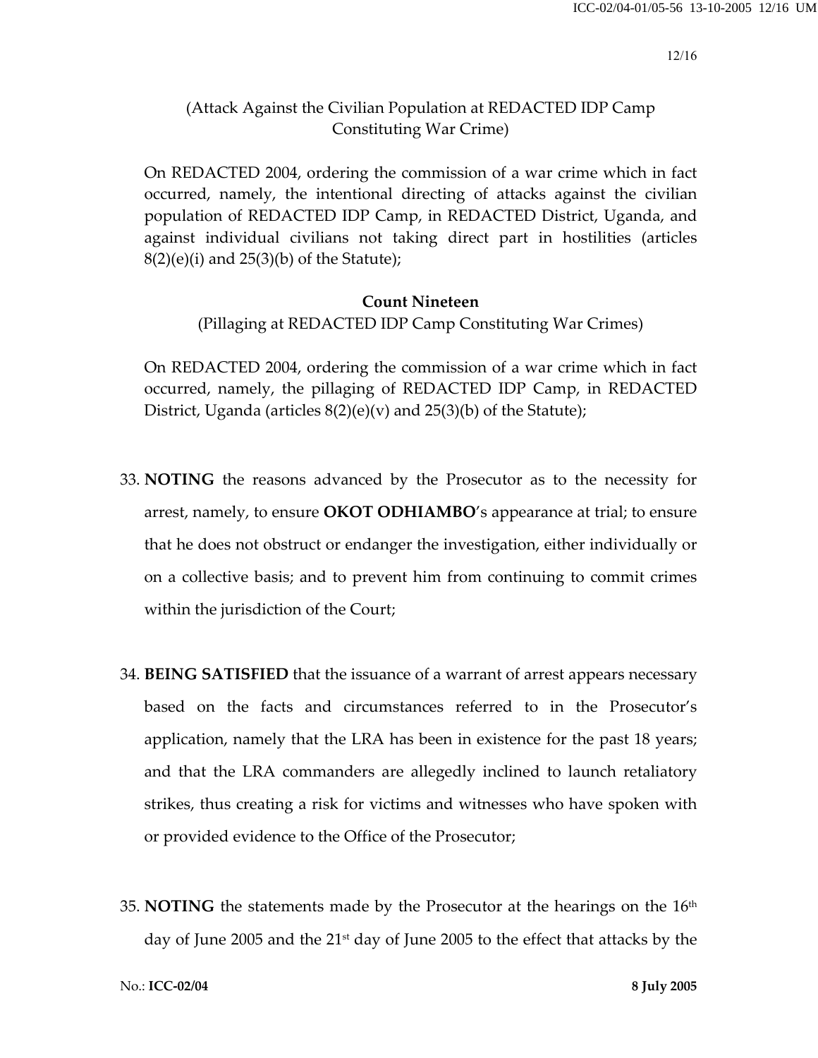(Attack Against the Civilian Population at REDACTED IDP Camp Constituting War Crime)

On REDACTED 2004, ordering the commission of a war crime which in fact occurred, namely, the intentional directing of attacks against the civilian population of REDACTED IDP Camp, in REDACTED District, Uganda, and against individual civilians not taking direct part in hostilities (articles 8(2)(e)(i) and 25(3)(b) of the Statute);

**Count Nineteen**

(Pillaging at REDACTED IDP Camp Constituting War Crimes)

On REDACTED 2004, ordering the commission of a war crime which in fact occurred, namely, the pillaging of REDACTED IDP Camp, in REDACTED District, Uganda (articles 8(2)(e)(v) and 25(3)(b) of the Statute);

33. **NOTING** the reasons advanced by the Prosecutor as to the necessity for arrest, namely, to ensure **OKOT ODHIAMBO**'s appearance at trial; to ensure that he does not obstruct or endanger the investigation, either individually or on a collective basis; and to prevent him from continuing to commit crimes within the jurisdiction of the Court;

34. **BEING SATISFIED** that the issuance of a warrant of arrest appears necessary based on the facts and circumstances referred to in the Prosecutor's application, namely that the LRA has been in existence for the past 18 years; and that the LRA commanders are allegedly inclined to launch retaliatory strikes, thus creating a risk for victims and witnesses who have spoken with or provided evidence to the Office of the Prosecutor;

35. **NOTING** the statements made by the Prosecutor at the hearings on the 16th day of June 2005 and the 21st day of June 2005 to the effect that attacks by the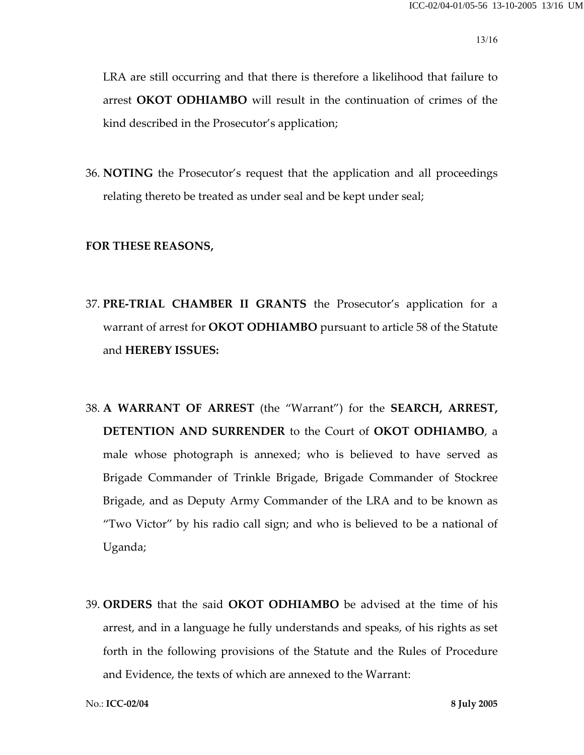LRA are still occurring and that there is therefore a likelihood that failure to arrest **OKOT ODHIAMBO** will result in the continuation of crimes of the kind described in the Prosecutor's application;

36. **NOTING** the Prosecutor's request that the application and all proceedings relating thereto be treated as under seal and be kept under seal;

**FOR THESE REASONS,**

37. **PRE-TRIAL CHAMBER II GRANTS** the Prosecutor's application for a warrant of arrest for **OKOT ODHIAMBO** pursuant to article 58 of the Statute and **HEREBY ISSUES:**

38. **A WARRANT OF ARREST** (the "Warrant") for the **SEARCH, ARREST, DETENTION AND SURRENDER** to the Court of **OKOT ODHIAMBO**, a male whose photograph is annexed; who is believed to have served as Brigade Commander of Trinkle Brigade, Brigade Commander of Stockree Brigade, and as Deputy Army Commander of the LRA and to be known as "Two Victor" by his radio call sign; and who is believed to be a national of Uganda;

39. **ORDERS** that the said **OKOT ODHIAMBO** be advised at the time of his arrest, and in a language he fully understands and speaks, of his rights as set forth in the following provisions of the Statute and the Rules of Procedure and Evidence, the texts of which are annexed to the Warrant: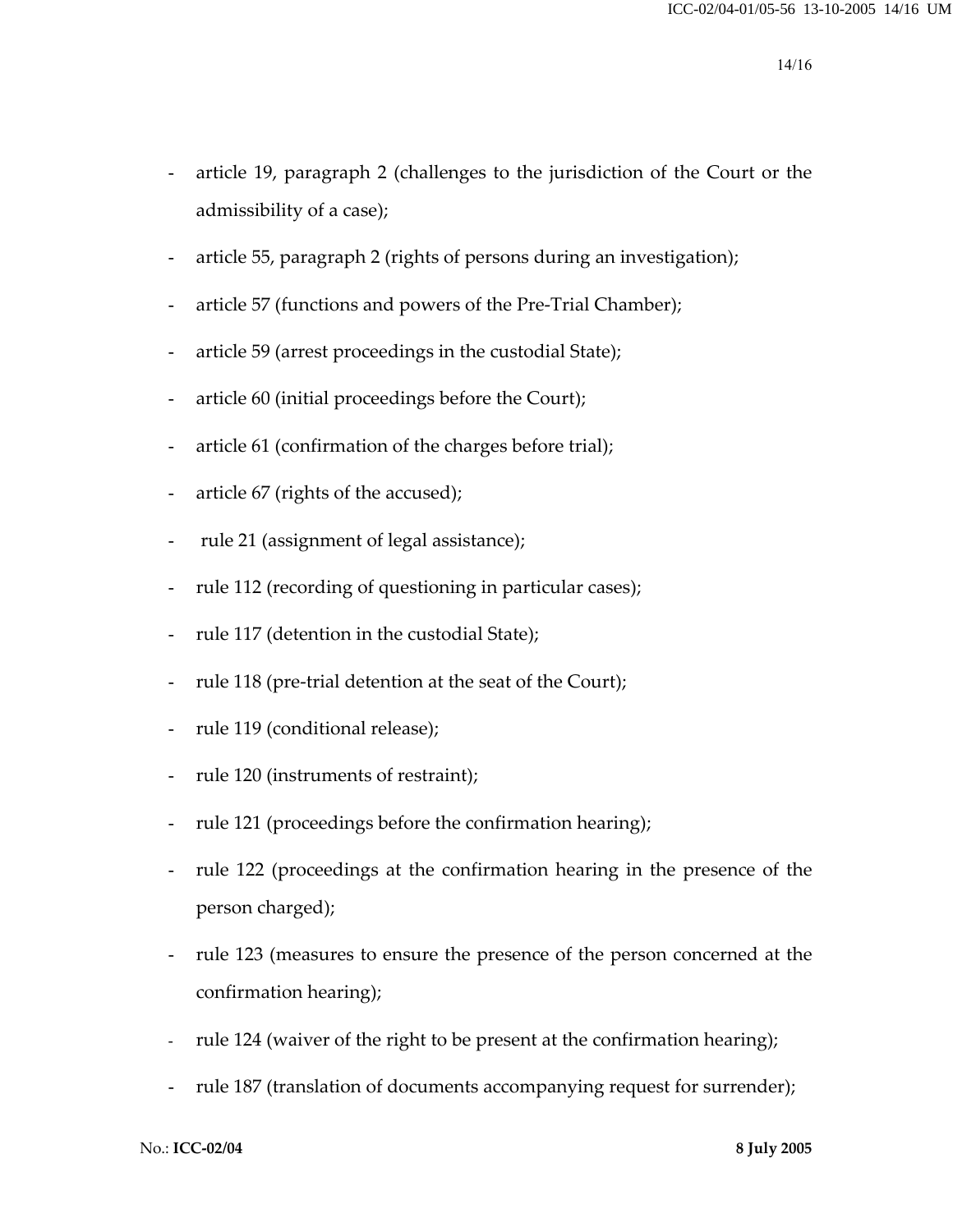- article 19, paragraph 2 (challenges to the jurisdiction of the Court or the admissibility of a case);
- article 55, paragraph 2 (rights of persons during an investigation);
- article 57 (functions and powers of the Pre-Trial Chamber);
- article 59 (arrest proceedings in the custodial State);
- article 60 (initial proceedings before the Court);
- article 61 (confirmation of the charges before trial);
- article 67 (rights of the accused);
- rule 21 (assignment of legal assistance);
- rule 112 (recording of questioning in particular cases);
- rule 117 (detention in the custodial State);
- rule 118 (pre-trial detention at the seat of the Court);
- rule 119 (conditional release);
- rule 120 (instruments of restraint);
- rule 121 (proceedings before the confirmation hearing);
- rule 122 (proceedings at the confirmation hearing in the presence of the person charged);
- rule 123 (measures to ensure the presence of the person concerned at the confirmation hearing);
- rule 124 (waiver of the right to be present at the confirmation hearing);
- rule 187 (translation of documents accompanying request for surrender);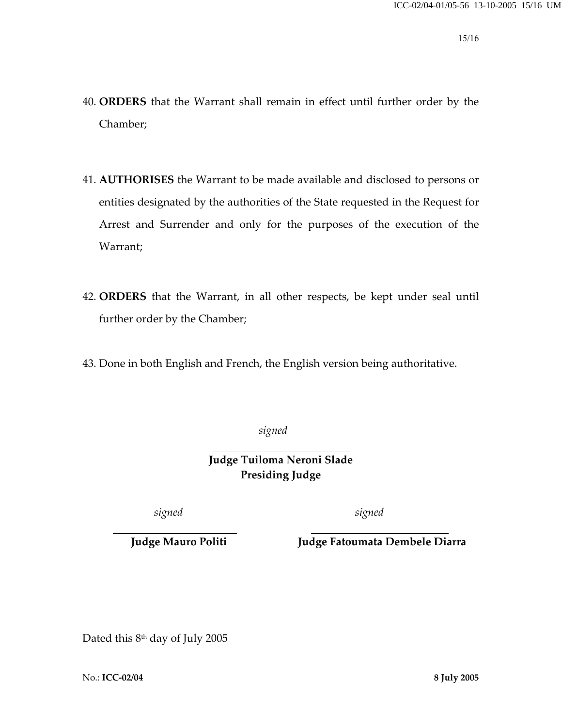40. **ORDERS** that the Warrant shall remain in effect until further order by the Chamber;

41. **AUTHORISES** the Warrant to be made available and disclosed to persons or entities designated by the authorities of the State requested in the Request for Arrest and Surrender and only for the purposes of the execution of the Warrant;

42. **ORDERS** that the Warrant, in all other respects, be kept under seal until further order by the Chamber;

43. Done in both English and French, the English version being authoritative.

*signed*

**Judge Tuiloma Neroni Slade**
**Presiding Judge**

*signed*

**Judge Mauro Politi**

*signed*

**Judge Fatoumata Dembele Diarra**

Dated this 8th day of July 2005

No.: **ICC-02/04** **8 July 2005**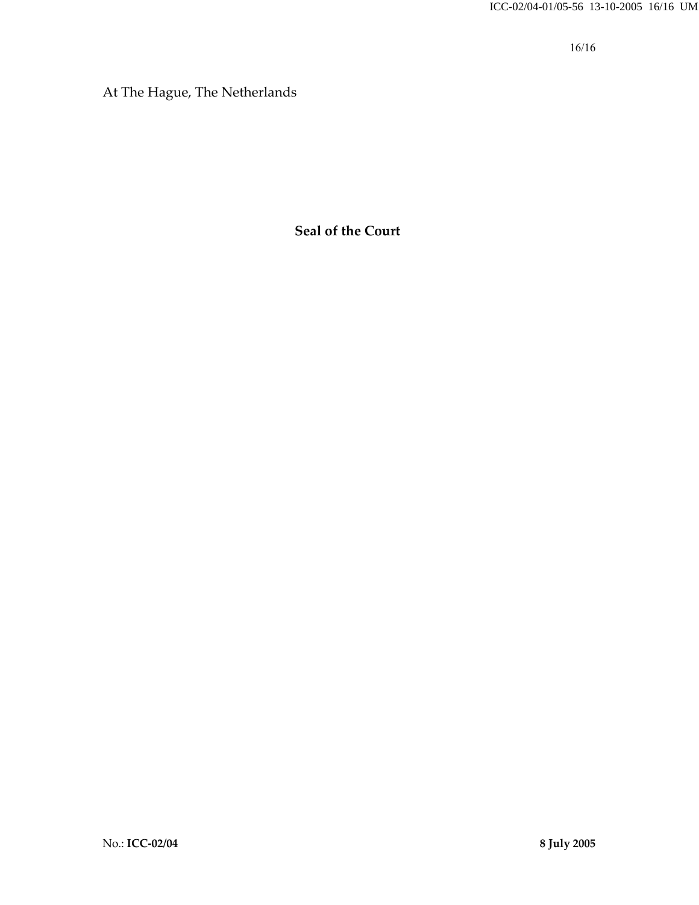At The Hague, The Netherlands

**Seal of the Court**